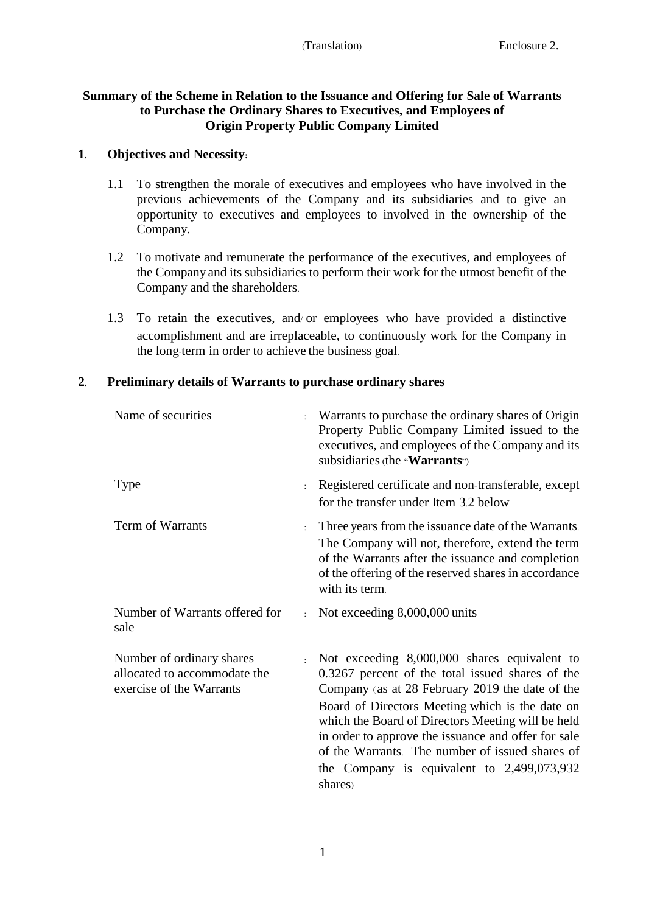(Translation) Enclosure 2.

# Summary of the Scheme in Relation to the Issuance and Offering for Sale of Warrants to Purchase the Ordinary Shares to Executives, and Employees of Origin Property Public Company Limited

## 1. Objectives and Necessity:

1.1 To strengthen the morale of executives and employees who have involved in the previous achievements of the Company and its subsidiaries and to give an opportunity to executives and employees to involved in the ownership of the Company.

1.2 To motivate and remunerate the performance of the executives, and employees of the Company and its subsidiaries to perform their work for the utmost benefit of the Company and the shareholders.

1.3 To retain the executives, and/ or employees who have provided a distinctive accomplishment and are irreplaceable, to continuously work for the Company in the long-term in order to achieve the business goal.

## 2. Preliminary details of Warrants to purchase ordinary shares

| | | |
|---|---|---|
| Name of securities | : | Warrants to purchase the ordinary shares of Origin Property Public Company Limited issued to the executives, and employees of the Company and its subsidiaries (the "**Warrants**") |
| Type | : | Registered certificate and non-transferable, except for the transfer under Item 3.2 below |
| Term of Warrants | : | Three years from the issuance date of the Warrants. The Company will not, therefore, extend the term of the Warrants after the issuance and completion of the offering of the reserved shares in accordance with its term. |
| Number of Warrants offered for sale | : | Not exceeding 8,000,000 units |
| Number of ordinary shares allocated to accommodate the exercise of the Warrants | : | Not exceeding 8,000,000 shares equivalent to 0.3267 percent of the total issued shares of the Company (as at 28 February 2019 the date of the Board of Directors Meeting which is the date on which the Board of Directors Meeting will be held in order to approve the issuance and offer for sale of the Warrants. The number of issued shares of the Company is equivalent to 2,499,073,932 shares) |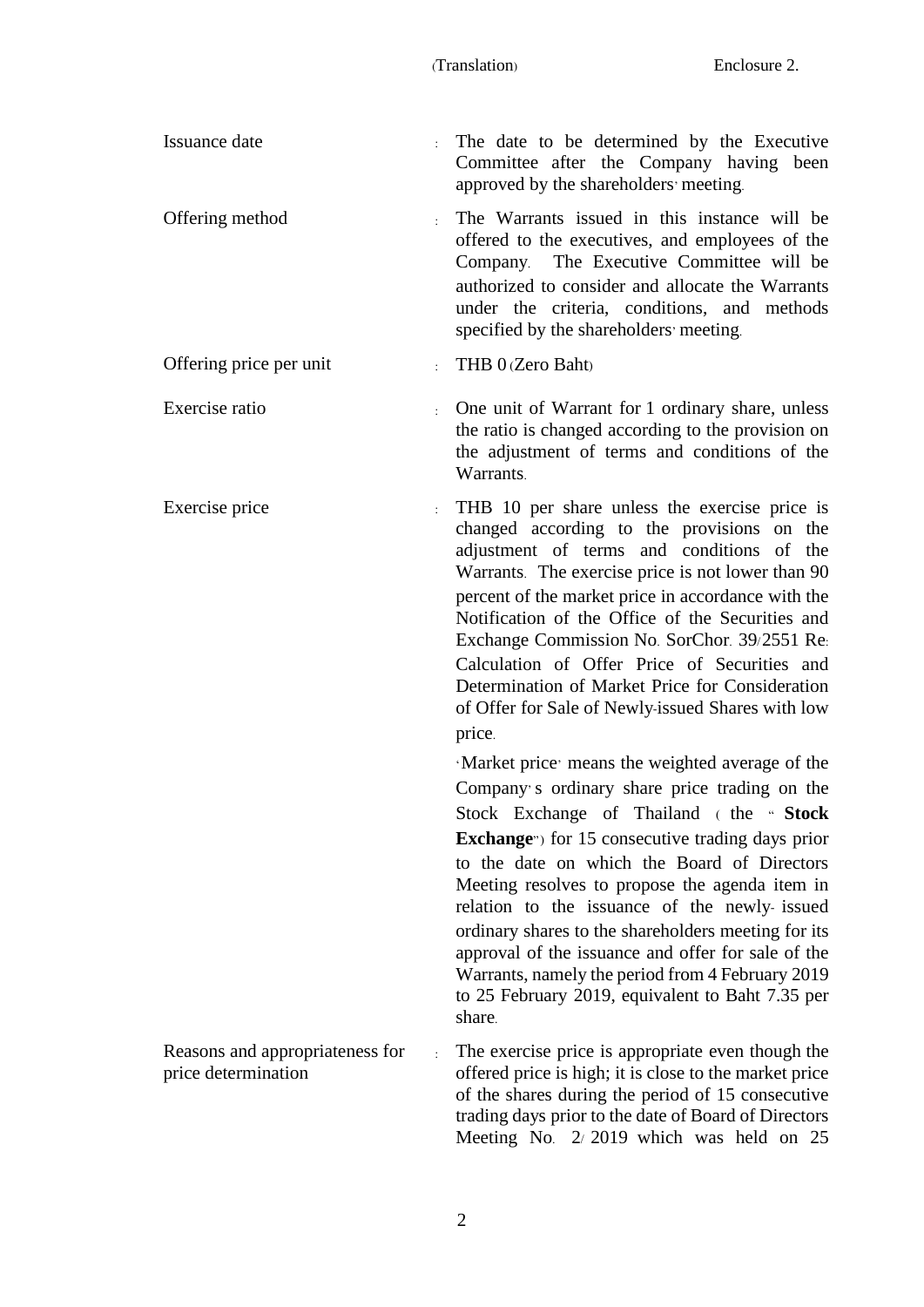(Translation) Enclosure 2.

| | | |
|---|---|---|
| Issuance date | : | The date to be determined by the Executive Committee after the Company having been approved by the shareholders' meeting. |
| Offering method | : | The Warrants issued in this instance will be offered to the executives, and employees of the Company. The Executive Committee will be authorized to consider and allocate the Warrants under the criteria, conditions, and methods specified by the shareholders' meeting. |
| Offering price per unit | : | THB 0 (Zero Baht) |
| Exercise ratio | : | One unit of Warrant for 1 ordinary share, unless the ratio is changed according to the provision on the adjustment of terms and conditions of the Warrants. |
| Exercise price | : | THB 10 per share unless the exercise price is changed according to the provisions on the adjustment of terms and conditions of the Warrants. The exercise price is not lower than 90 percent of the market price in accordance with the Notification of the Office of the Securities and Exchange Commission No. SorChor. 39/2551 Re: Calculation of Offer Price of Securities and Determination of Market Price for Consideration of Offer for Sale of Newly-issued Shares with low price.<br><br>'Market price' means the weighted average of the Company's ordinary share price trading on the Stock Exchange of Thailand (the "**Stock Exchange**") for 15 consecutive trading days prior to the date on which the Board of Directors Meeting resolves to propose the agenda item in relation to the issuance of the newly- issued ordinary shares to the shareholders meeting for its approval of the issuance and offer for sale of the Warrants, namely the period from 4 February 2019 to 25 February 2019, equivalent to Baht 7.35 per share. |
| Reasons and appropriateness for price determination | : | The exercise price is appropriate even though the offered price is high; it is close to the market price of the shares during the period of 15 consecutive trading days prior to the date of Board of Directors Meeting No. 2/2019 which was held on 25 |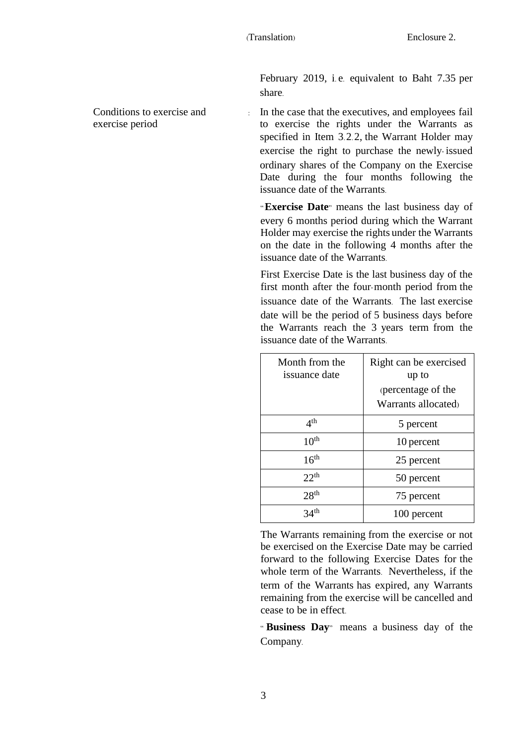February 2019, i.e. equivalent to Baht 7.35 per share.

Conditions to exercise and exercise period : In the case that the executives, and employees fail to exercise the rights under the Warrants as specified in Item 3.2.2, the Warrant Holder may exercise the right to purchase the newly-issued ordinary shares of the Company on the Exercise Date during the four months following the issuance date of the Warrants.

"**Exercise Date**" means the last business day of every 6 months period during which the Warrant Holder may exercise the rights under the Warrants on the date in the following 4 months after the issuance date of the Warrants.

First Exercise Date is the last business day of the first month after the four-month period from the issuance date of the Warrants. The last exercise date will be the period of 5 business days before the Warrants reach the 3 years term from the issuance date of the Warrants.

| Month from the issuance date | Right can be exercised up to (percentage of the Warrants allocated) |
|---|---|
| 4th | 5 percent |
| 10th | 10 percent |
| 16th | 25 percent |
| 22th | 50 percent |
| 28th | 75 percent |
| 34th | 100 percent |

The Warrants remaining from the exercise or not be exercised on the Exercise Date may be carried forward to the following Exercise Dates for the whole term of the Warrants. Nevertheless, if the term of the Warrants has expired, any Warrants remaining from the exercise will be cancelled and cease to be in effect.

"**Business Day**" means a business day of the Company.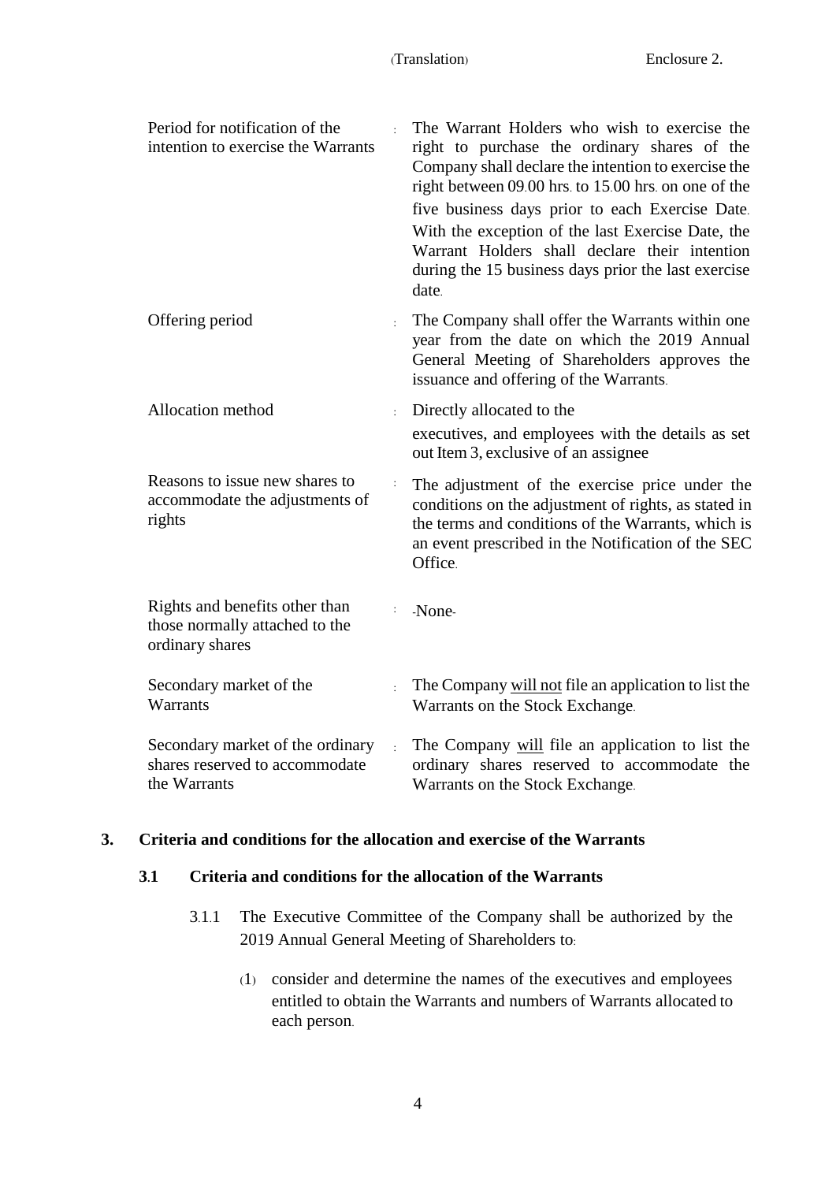(Translation) Enclosure 2.

| | | |
|---|---|---|
| Period for notification of the intention to exercise the Warrants | : | The Warrant Holders who wish to exercise the right to purchase the ordinary shares of the Company shall declare the intention to exercise the right between 09.00 hrs. to 15.00 hrs. on one of the five business days prior to each Exercise Date. With the exception of the last Exercise Date, the Warrant Holders shall declare their intention during the 15 business days prior the last exercise date. |
| Offering period | : | The Company shall offer the Warrants within one year from the date on which the 2019 Annual General Meeting of Shareholders approves the issuance and offering of the Warrants. |
| Allocation method | : | Directly allocated to the executives, and employees with the details as set out Item 3, exclusive of an assignee |
| Reasons to issue new shares to accommodate the adjustments of rights | : | The adjustment of the exercise price under the conditions on the adjustment of rights, as stated in the terms and conditions of the Warrants, which is an event prescribed in the Notification of the SEC Office. |
| Rights and benefits other than those normally attached to the ordinary shares | : | -None- |
| Secondary market of the Warrants | : | The Company <u>will not</u> file an application to list the Warrants on the Stock Exchange. |
| Secondary market of the ordinary shares reserved to accommodate the Warrants | : | The Company <u>will</u> file an application to list the ordinary shares reserved to accommodate the Warrants on the Stock Exchange. |

## 3. Criteria and conditions for the allocation and exercise of the Warrants

### 3.1 Criteria and conditions for the allocation of the Warrants

3.1.1 The Executive Committee of the Company shall be authorized by the 2019 Annual General Meeting of Shareholders to:

(1) consider and determine the names of the executives and employees entitled to obtain the Warrants and numbers of Warrants allocated to each person.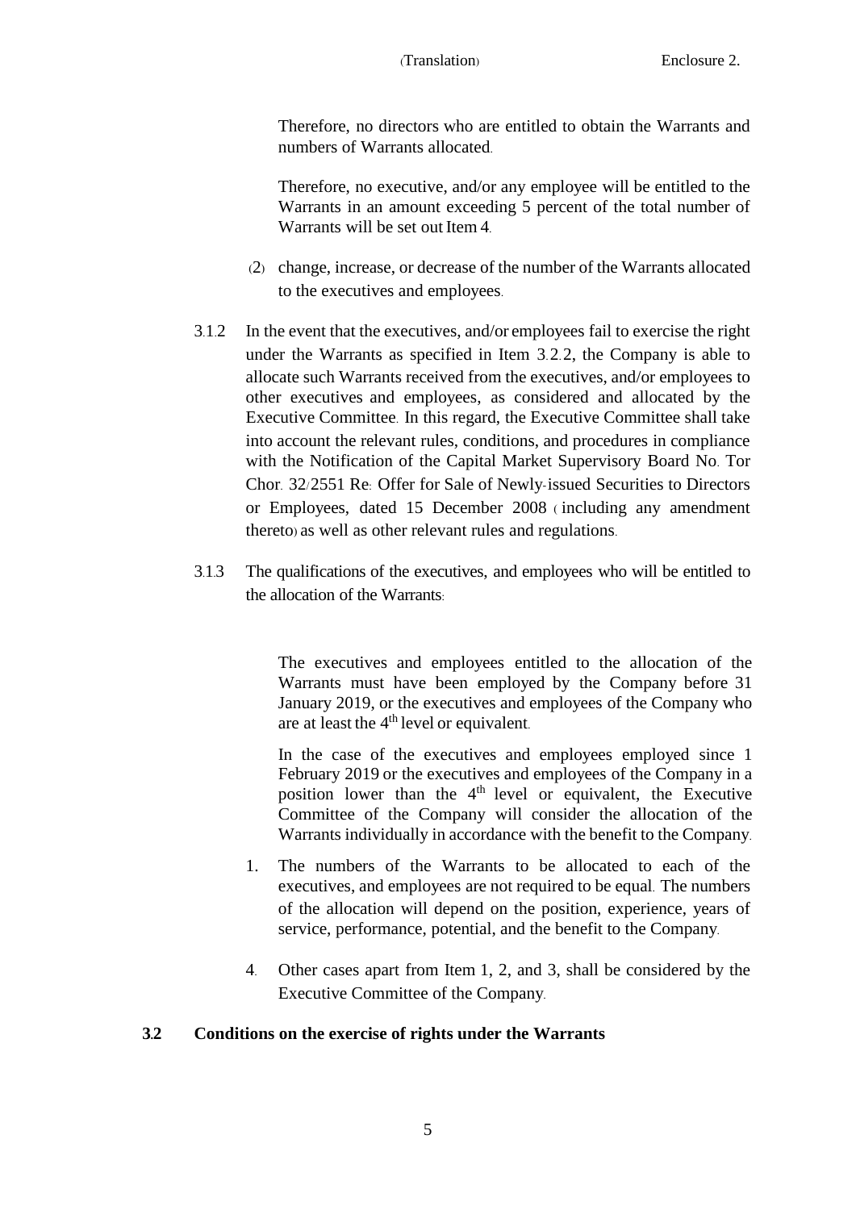Therefore, no directors who are entitled to obtain the Warrants and numbers of Warrants allocated.

Therefore, no executive, and/or any employee will be entitled to the Warrants in an amount exceeding 5 percent of the total number of Warrants will be set out Item 4.

(2) change, increase, or decrease of the number of the Warrants allocated to the executives and employees.

3.1.2 In the event that the executives, and/or employees fail to exercise the right under the Warrants as specified in Item 3.2.2, the Company is able to allocate such Warrants received from the executives, and/or employees to other executives and employees, as considered and allocated by the Executive Committee. In this regard, the Executive Committee shall take into account the relevant rules, conditions, and procedures in compliance with the Notification of the Capital Market Supervisory Board No. Tor Chor. 32/2551 Re: Offer for Sale of Newly-issued Securities to Directors or Employees, dated 15 December 2008 (including any amendment thereto) as well as other relevant rules and regulations.

3.1.3 The qualifications of the executives, and employees who will be entitled to the allocation of the Warrants:

The executives and employees entitled to the allocation of the Warrants must have been employed by the Company before 31 January 2019, or the executives and employees of the Company who are at least the 4th level or equivalent.

In the case of the executives and employees employed since 1 February 2019 or the executives and employees of the Company in a position lower than the 4th level or equivalent, the Executive Committee of the Company will consider the allocation of the Warrants individually in accordance with the benefit to the Company.

1. The numbers of the Warrants to be allocated to each of the executives, and employees are not required to be equal. The numbers of the allocation will depend on the position, experience, years of service, performance, potential, and the benefit to the Company.

4. Other cases apart from Item 1, 2, and 3, shall be considered by the Executive Committee of the Company.

**3.2 Conditions on the exercise of rights under the Warrants**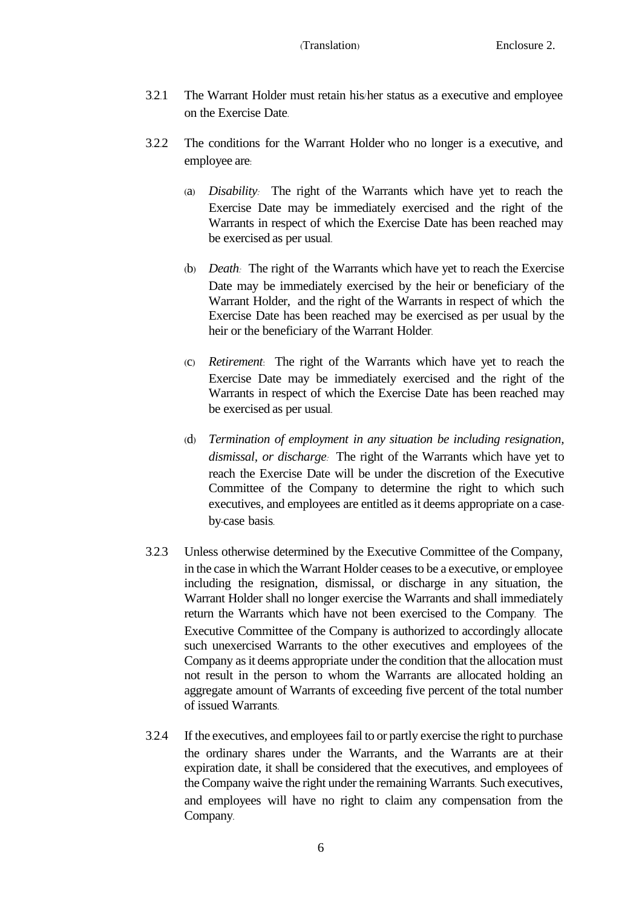3.2.1 The Warrant Holder must retain his/her status as a executive and employee on the Exercise Date.

3.2.2 The conditions for the Warrant Holder who no longer is a executive, and employee are:

(a) *Disability:* The right of the Warrants which have yet to reach the Exercise Date may be immediately exercised and the right of the Warrants in respect of which the Exercise Date has been reached may be exercised as per usual.

(b) *Death:* The right of the Warrants which have yet to reach the Exercise Date may be immediately exercised by the heir or beneficiary of the Warrant Holder, and the right of the Warrants in respect of which the Exercise Date has been reached may be exercised as per usual by the heir or the beneficiary of the Warrant Holder.

(C) *Retirement:* The right of the Warrants which have yet to reach the Exercise Date may be immediately exercised and the right of the Warrants in respect of which the Exercise Date has been reached may be exercised as per usual.

(d) *Termination of employment in any situation be including resignation, dismissal, or discharge:* The right of the Warrants which have yet to reach the Exercise Date will be under the discretion of the Executive Committee of the Company to determine the right to which such executives, and employees are entitled as it deems appropriate on a case-by-case basis.

3.2.3 Unless otherwise determined by the Executive Committee of the Company, in the case in which the Warrant Holder ceases to be a executive, or employee including the resignation, dismissal, or discharge in any situation, the Warrant Holder shall no longer exercise the Warrants and shall immediately return the Warrants which have not been exercised to the Company. The Executive Committee of the Company is authorized to accordingly allocate such unexercised Warrants to the other executives and employees of the Company as it deems appropriate under the condition that the allocation must not result in the person to whom the Warrants are allocated holding an aggregate amount of Warrants of exceeding five percent of the total number of issued Warrants.

3.2.4 If the executives, and employees fail to or partly exercise the right to purchase the ordinary shares under the Warrants, and the Warrants are at their expiration date, it shall be considered that the executives, and employees of the Company waive the right under the remaining Warrants. Such executives, and employees will have no right to claim any compensation from the Company.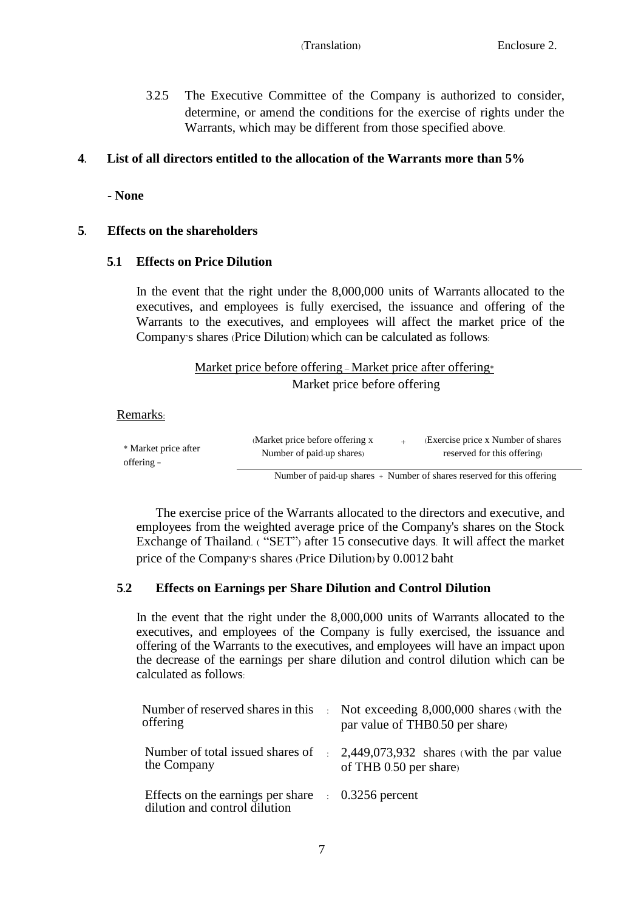(Translation) Enclosure 2.

3.2.5 The Executive Committee of the Company is authorized to consider, determine, or amend the conditions for the exercise of rights under the Warrants, which may be different from those specified above.

**4. List of all directors entitled to the allocation of the Warrants more than 5%**

**- None**

**5. Effects on the shareholders**

**5.1 Effects on Price Dilution**

In the event that the right under the 8,000,000 units of Warrants allocated to the executives, and employees is fully exercised, the issuance and offering of the Warrants to the executives, and employees will affect the market price of the Company's shares (Price Dilution) which can be calculated as follows:

$$\frac{\text{Market price before offering} - \text{Market price after offering*}}{\text{Market price before offering}}$$

Remarks:

$$\text{* Market price after offering} = \frac{(\text{Market price before offering x Number of paid-up shares}) + (\text{Exercise price x Number of shares reserved for this offering})}{\text{Number of paid-up shares} + \text{Number of shares reserved for this offering}}$$

The exercise price of the Warrants allocated to the directors and executive, and employees from the weighted average price of the Company's shares on the Stock Exchange of Thailand. ( "SET") after 15 consecutive days. It will affect the market price of the Company's shares (Price Dilution) by 0.0012 baht

**5.2 Effects on Earnings per Share Dilution and Control Dilution**

In the event that the right under the 8,000,000 units of Warrants allocated to the executives, and employees of the Company is fully exercised, the issuance and offering of the Warrants to the executives, and employees will have an impact upon the decrease of the earnings per share dilution and control dilution which can be calculated as follows:

| | | |
|---|---|---|
| Number of reserved shares in this offering | : | Not exceeding 8,000,000 shares (with the par value of THB0.50 per share) |
| Number of total issued shares of the Company | : | 2,449,073,932 shares (with the par value of THB 0.50 per share) |
| Effects on the earnings per share dilution and control dilution | : | 0.3256 percent |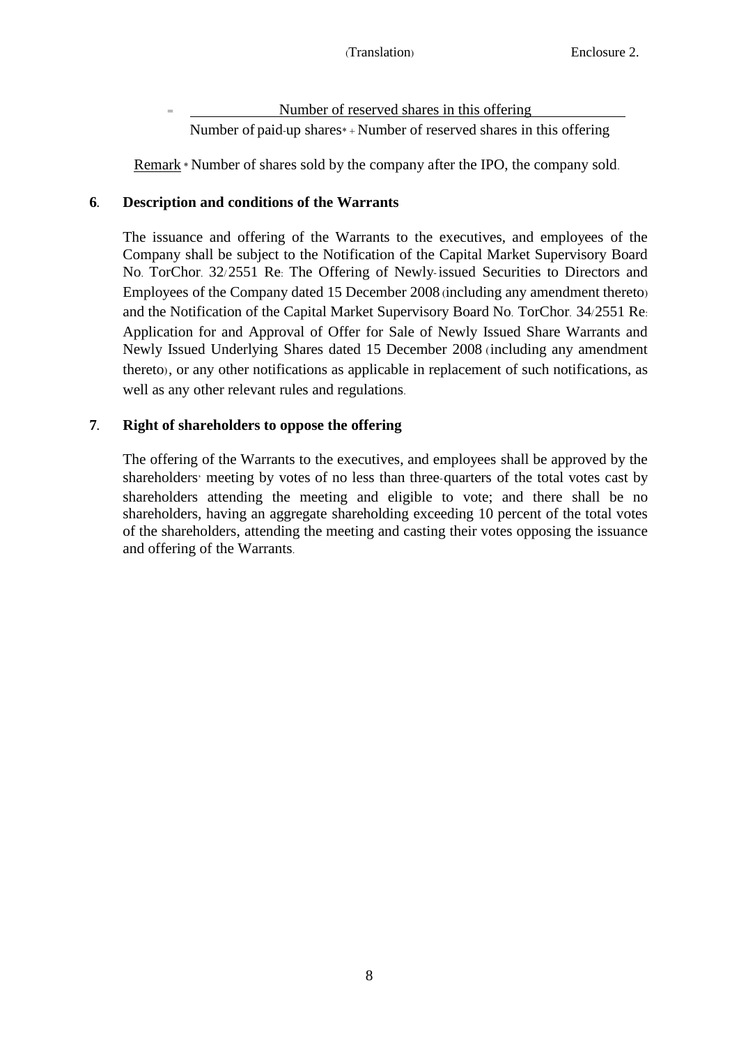$$= \frac{\text{Number of reserved shares in this offering}}{\text{Number of paid-up shares* + Number of reserved shares in this offering}}$$

Remark * Number of shares sold by the company after the IPO, the company sold.

**6. Description and conditions of the Warrants**

The issuance and offering of the Warrants to the executives, and employees of the Company shall be subject to the Notification of the Capital Market Supervisory Board No. TorChor. 32/2551 Re: The Offering of Newly-issued Securities to Directors and Employees of the Company dated 15 December 2008 (including any amendment thereto) and the Notification of the Capital Market Supervisory Board No. TorChor. 34/2551 Re: Application for and Approval of Offer for Sale of Newly Issued Share Warrants and Newly Issued Underlying Shares dated 15 December 2008 (including any amendment thereto), or any other notifications as applicable in replacement of such notifications, as well as any other relevant rules and regulations.

**7. Right of shareholders to oppose the offering**

The offering of the Warrants to the executives, and employees shall be approved by the shareholders' meeting by votes of no less than three-quarters of the total votes cast by shareholders attending the meeting and eligible to vote; and there shall be no shareholders, having an aggregate shareholding exceeding 10 percent of the total votes of the shareholders, attending the meeting and casting their votes opposing the issuance and offering of the Warrants.